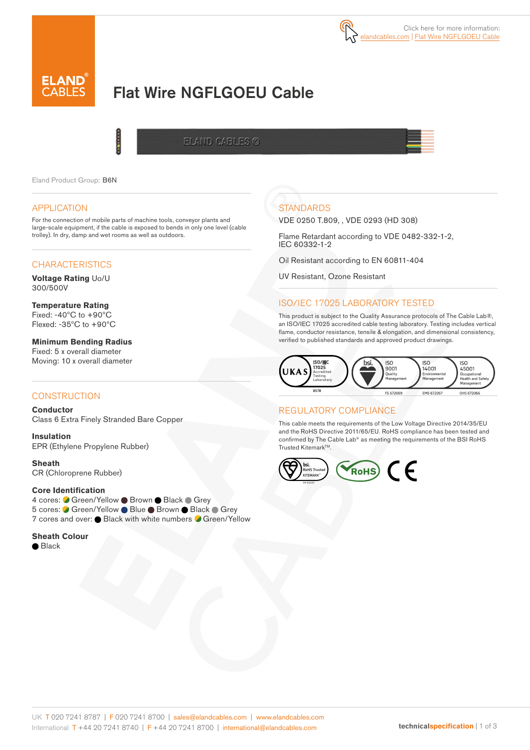Click here for more information: elandcables.com | Flat Wire NGFLGOEU Cable

# Flat Wire NGFLGOEU Cable

Eland Product Group: B6N

## APPLICATION

For the connection of mobile parts of machine tools, conveyor plants and large-scale equipment, if the cable is exposed to bends in only one level (cable trolley). In dry, damp and wet rooms as well as outdoors.

## CHARACTERISTICS

**Voltage Rating** Uo/U
300/500V

**Temperature Rating**
Fixed: -40°C to +90°C
Flexed: -35°C to +90°C

**Minimum Bending Radius**
Fixed: 5 x overall diameter
Moving: 10 x overall diameter

## CONSTRUCTION

**Conductor**
Class 6 Extra Finely Stranded Bare Copper

**Insulation**
EPR (Ethylene Propylene Rubber)

**Sheath**
CR (Chloroprene Rubber)

**Core Identification**
4 cores: Green/Yellow, Brown, Black, Grey
5 cores: Green/Yellow, Blue, Brown, Black, Grey
7 cores and over: Black with white numbers, Green/Yellow

**Sheath Colour**
Black

## STANDARDS

VDE 0250 T.809, , VDE 0293 (HD 308)

Flame Retardant according to VDE 0482-332-1-2, IEC 60332-1-2

Oil Resistant according to EN 60811-404

UV Resistant, Ozone Resistant

## ISO/IEC 17025 LABORATORY TESTED

This product is subject to the Quality Assurance protocols of The Cable Lab®, an ISO/IEC 17025 accredited cable testing laboratory. Testing includes vertical flame, conductor resistance, tensile & elongation, and dimensional consistency, verified to published standards and approved product drawings.

UKAS ISO/IEC 17025 Accredited Testing Laboratory 8578 | bsi. ISO 9001 Quality Management FS 672069 | ISO 14001 Environmental Management EMS 672067 | ISO 45001 Occupational Health and Safety Management OHS 672066

## REGULATORY COMPLIANCE

This cable meets the requirements of the Low Voltage Directive 2014/35/EU and the RoHS Directive 2011/65/EU. RoHS compliance has been tested and confirmed by The Cable Lab® as meeting the requirements of the BSI RoHS Trusted Kitemark™.

UK T 020 7241 8787 | F 020 7241 8700 | sales@elandcables.com | www.elandcables.com
International T +44 20 7241 8740 | F +44 20 7241 8700 | international@elandcables.com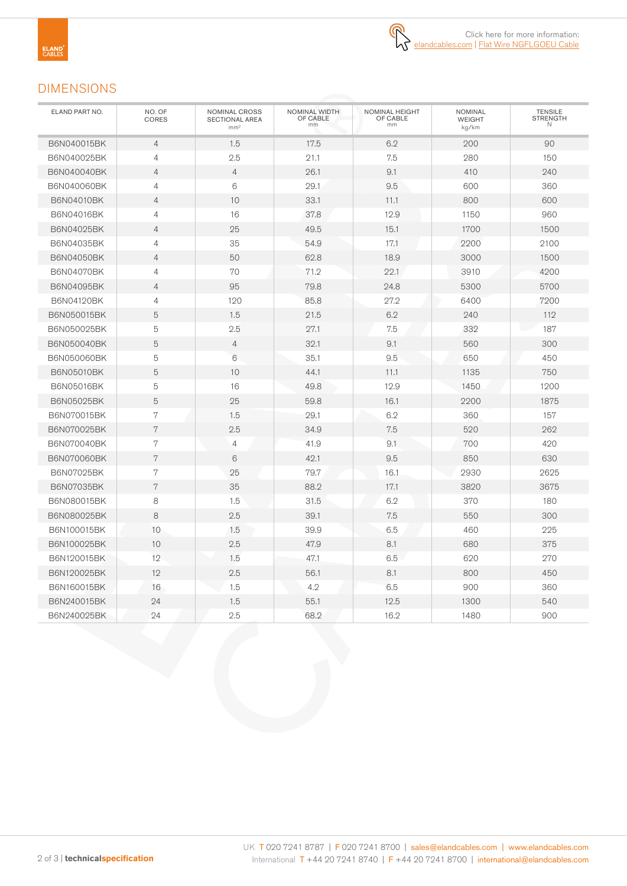Click here for more information: elandcables.com | Flat Wire NGFLGOEU Cable

## DIMENSIONS

| ELAND PART NO. | NO. OF CORES | NOMINAL CROSS SECTIONAL AREA $mm^2$ | NOMINAL WIDTH OF CABLE mm | NOMINAL HEIGHT OF CABLE mm | NOMINAL WEIGHT kg/km | TENSILE STRENGTH N |
|---|---|---|---|---|---|---|
| B6N040015BK | 4 | 1.5 | 17.5 | 6.2 | 200 | 90 |
| B6N040025BK | 4 | 2.5 | 21.1 | 7.5 | 280 | 150 |
| B6N040040BK | 4 | 4 | 26.1 | 9.1 | 410 | 240 |
| B6N040060BK | 4 | 6 | 29.1 | 9.5 | 600 | 360 |
| B6N04010BK | 4 | 10 | 33.1 | 11.1 | 800 | 600 |
| B6N04016BK | 4 | 16 | 37.8 | 12.9 | 1150 | 960 |
| B6N04025BK | 4 | 25 | 49.5 | 15.1 | 1700 | 1500 |
| B6N04035BK | 4 | 35 | 54.9 | 17.1 | 2200 | 2100 |
| B6N04050BK | 4 | 50 | 62.8 | 18.9 | 3000 | 1500 |
| B6N04070BK | 4 | 70 | 71.2 | 22.1 | 3910 | 4200 |
| B6N04095BK | 4 | 95 | 79.8 | 24.8 | 5300 | 5700 |
| B6N04120BK | 4 | 120 | 85.8 | 27.2 | 6400 | 7200 |
| B6N050015BK | 5 | 1.5 | 21.5 | 6.2 | 240 | 112 |
| B6N050025BK | 5 | 2.5 | 27.1 | 7.5 | 332 | 187 |
| B6N050040BK | 5 | 4 | 32.1 | 9.1 | 560 | 300 |
| B6N050060BK | 5 | 6 | 35.1 | 9.5 | 650 | 450 |
| B6N05010BK | 5 | 10 | 44.1 | 11.1 | 1135 | 750 |
| B6N05016BK | 5 | 16 | 49.8 | 12.9 | 1450 | 1200 |
| B6N05025BK | 5 | 25 | 59.8 | 16.1 | 2200 | 1875 |
| B6N070015BK | 7 | 1.5 | 29.1 | 6.2 | 360 | 157 |
| B6N070025BK | 7 | 2.5 | 34.9 | 7.5 | 520 | 262 |
| B6N070040BK | 7 | 4 | 41.9 | 9.1 | 700 | 420 |
| B6N070060BK | 7 | 6 | 42.1 | 9.5 | 850 | 630 |
| B6N07025BK | 7 | 25 | 79.7 | 16.1 | 2930 | 2625 |
| B6N07035BK | 7 | 35 | 88.2 | 17.1 | 3820 | 3675 |
| B6N080015BK | 8 | 1.5 | 31.5 | 6.2 | 370 | 180 |
| B6N080025BK | 8 | 2.5 | 39.1 | 7.5 | 550 | 300 |
| B6N100015BK | 10 | 1.5 | 39.9 | 6.5 | 460 | 225 |
| B6N100025BK | 10 | 2.5 | 47.9 | 8.1 | 680 | 375 |
| B6N120015BK | 12 | 1.5 | 47.1 | 6.5 | 620 | 270 |
| B6N120025BK | 12 | 2.5 | 56.1 | 8.1 | 800 | 450 |
| B6N160015BK | 16 | 1.5 | 4.2 | 6.5 | 900 | 360 |
| B6N240015BK | 24 | 1.5 | 55.1 | 12.5 | 1300 | 540 |
| B6N240025BK | 24 | 2.5 | 68.2 | 16.2 | 1480 | 900 |

UK T 020 7241 8787 | F 020 7241 8700 | sales@elandcables.com | www.elandcables.com
International T +44 20 7241 8740 | F +44 20 7241 8700 | international@elandcables.com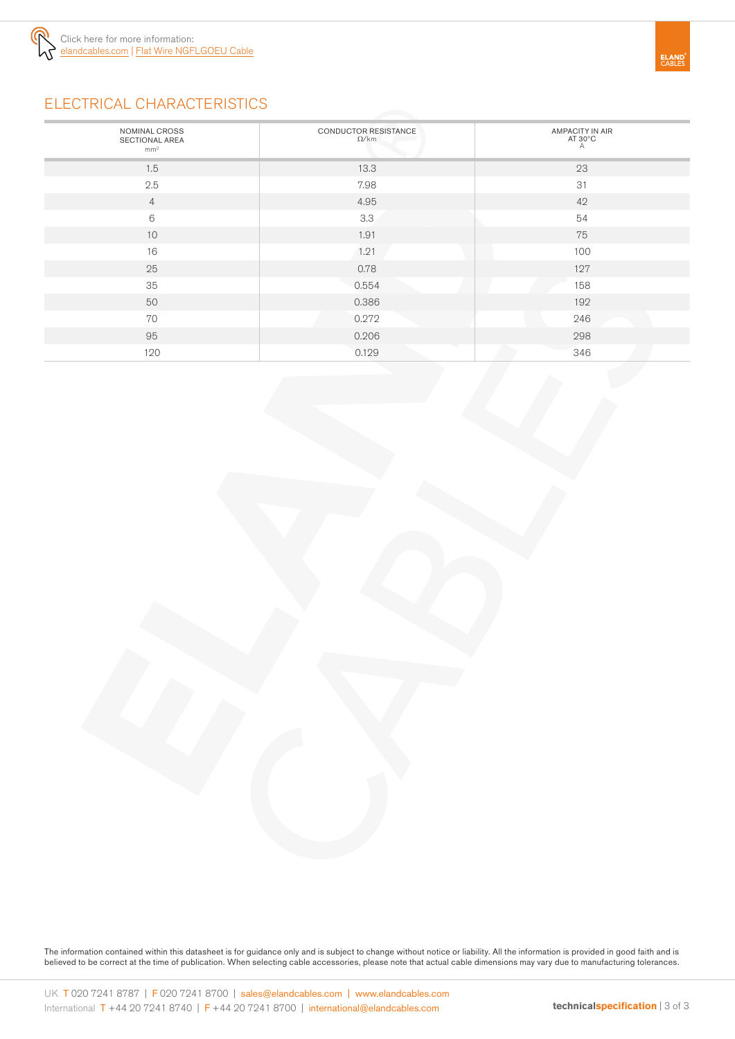Click here for more information:
elandcables.com | Flat Wire NGFLGOEU Cable

## ELECTRICAL CHARACTERISTICS

| NOMINAL CROSS SECTIONAL AREA $mm^2$ | CONDUCTOR RESISTANCE Ω/km | AMPACITY IN AIR AT 30°C A |
|---|---|---|
| 1.5 | 13.3 | 23 |
| 2.5 | 7.98 | 31 |
| 4 | 4.95 | 42 |
| 6 | 3.3 | 54 |
| 10 | 1.91 | 75 |
| 16 | 1.21 | 100 |
| 25 | 0.78 | 127 |
| 35 | 0.554 | 158 |
| 50 | 0.386 | 192 |
| 70 | 0.272 | 246 |
| 95 | 0.206 | 298 |
| 120 | 0.129 | 346 |

The information contained within this datasheet is for guidance only and is subject to change without notice or liability. All the information is provided in good faith and is believed to be correct at the time of publication. When selecting cable accessories, please note that actual cable dimensions may vary due to manufacturing tolerances.

UK T 020 7241 8787 | F 020 7241 8700 | sales@elandcables.com | www.elandcables.com
International T +44 20 7241 8740 | F +44 20 7241 8700 | international@elandcables.com